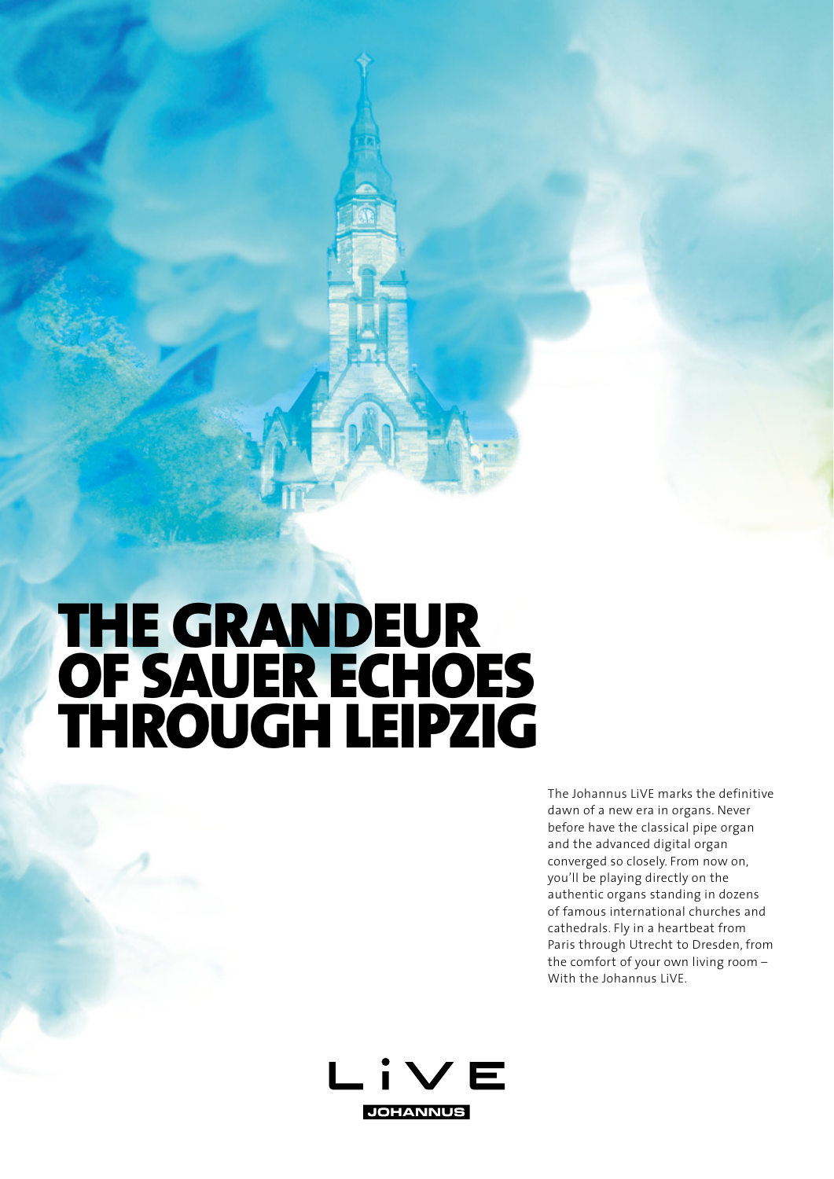# THE GRANDEUR OF SAUER ECHOES THROUGH LEIPZIG

The Johannus LiVE marks the definitive dawn of a new era in organs. Never before have the classical pipe organ and the advanced digital organ converged so closely. From now on, you'll be playing directly on the authentic organs standing in dozens of famous international churches and cathedrals. Fly in a heartbeat from Paris through Utrecht to Dresden, from the comfort of your own living room – With the Johannus LiVE.

LiVE

JOHANNUS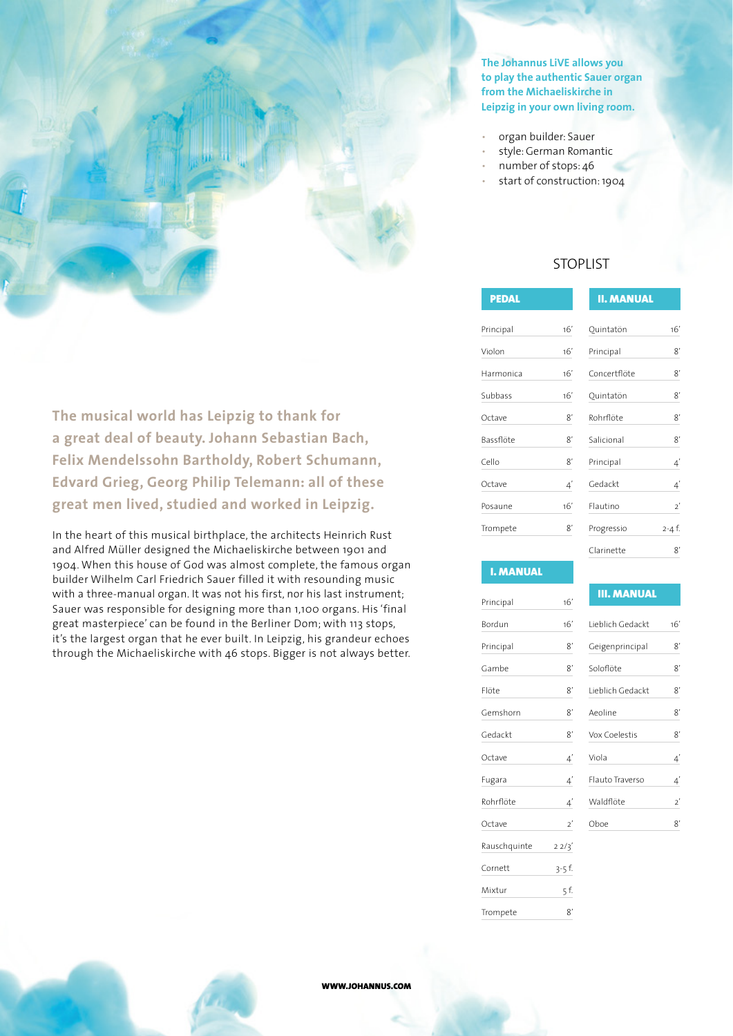**The Johannus LiVE allows you to play the authentic Sauer organ from the Michaeliskirche in Leipzig in your own living room.**

- organ builder: Sauer
- style: German Romantic
- number of stops: 46
- start of construction: 1904

**The musical world has Leipzig to thank for a great deal of beauty. Johann Sebastian Bach, Felix Mendelssohn Bartholdy, Robert Schumann, Edvard Grieg, Georg Philip Telemann: all of these great men lived, studied and worked in Leipzig.**

In the heart of this musical birthplace, the architects Heinrich Rust and Alfred Müller designed the Michaeliskirche between 1901 and 1904. When this house of God was almost complete, the famous organ builder Wilhelm Carl Friedrich Sauer filled it with resounding music with a three-manual organ. It was not his first, nor his last instrument; Sauer was responsible for designing more than 1,100 organs. His 'final great masterpiece' can be found in the Berliner Dom; with 113 stops, it's the largest organ that he ever built. In Leipzig, his grandeur echoes through the Michaeliskirche with 46 stops. Bigger is not always better.

## STOPLIST

| PEDAL | |
|---|---|
| Principal | 16' |
| Violon | 16' |
| Harmonica | 16' |
| Subbass | 16' |
| Octave | 8' |
| Bassflöte | 8' |
| Cello | 8' |
| Octave | 4' |
| Posaune | 16' |
| Trompete | 8' |

| I. MANUAL | |
|---|---|
| Principal | 16' |
| Bordun | 16' |
| Principal | 8' |
| Gambe | 8' |
| Flöte | 8' |
| Gemshorn | 8' |
| Gedackt | 8' |
| Octave | 4' |
| Fugara | 4' |
| Rohrflöte | 4' |
| Octave | 2' |
| Rauschquinte | 2 2/3' |
| Cornett | 3-5 f. |
| Mixtur | 5 f. |
| Trompete | 8' |

| II. MANUAL | |
|---|---|
| Quintatön | 16' |
| Principal | 8' |
| Concertflöte | 8' |
| Quintatön | 8' |
| Rohrflöte | 8' |
| Salicional | 8' |
| Principal | 4' |
| Gedackt | 4' |
| Flautino | 2' |
| Progressio | 2-4 f. |
| Clarinette | 8' |

| III. MANUAL | |
|---|---|
| Lieblich Gedackt | 16' |
| Geigenprincipal | 8' |
| Soloflöte | 8' |
| Lieblich Gedackt | 8' |
| Aeoline | 8' |
| Vox Coelestis | 8' |
| Viola | 4' |
| Flauto Traverso | 4' |
| Waldflöte | 2' |
| Oboe | 8' |

WWW.JOHANNUS.COM